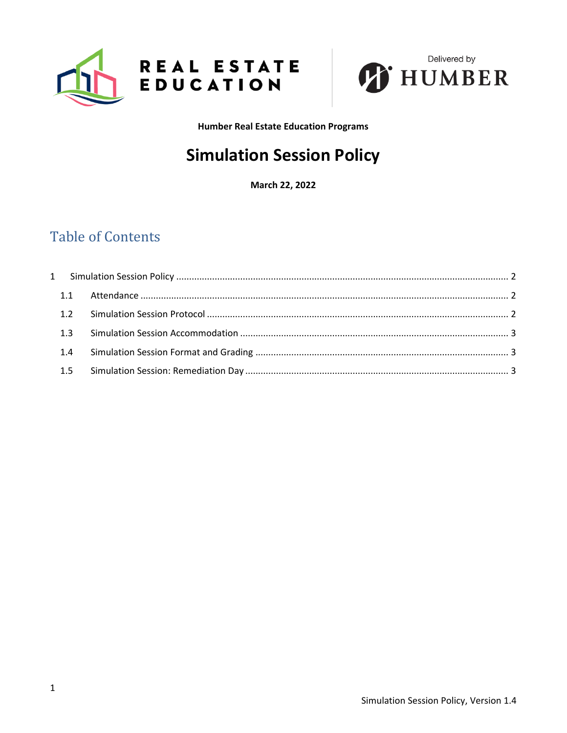REAL ESTATE EDUCATION

Delivered by HUMBER

**Humber Real Estate Education Programs**

# Simulation Session Policy

**March 22, 2022**

## Table of Contents

1 Simulation Session Policy ........ 2

- 1.1 Attendance ........ 2
- 1.2 Simulation Session Protocol ........ 2
- 1.3 Simulation Session Accommodation ........ 3
- 1.4 Simulation Session Format and Grading ........ 3
- 1.5 Simulation Session: Remediation Day ........ 3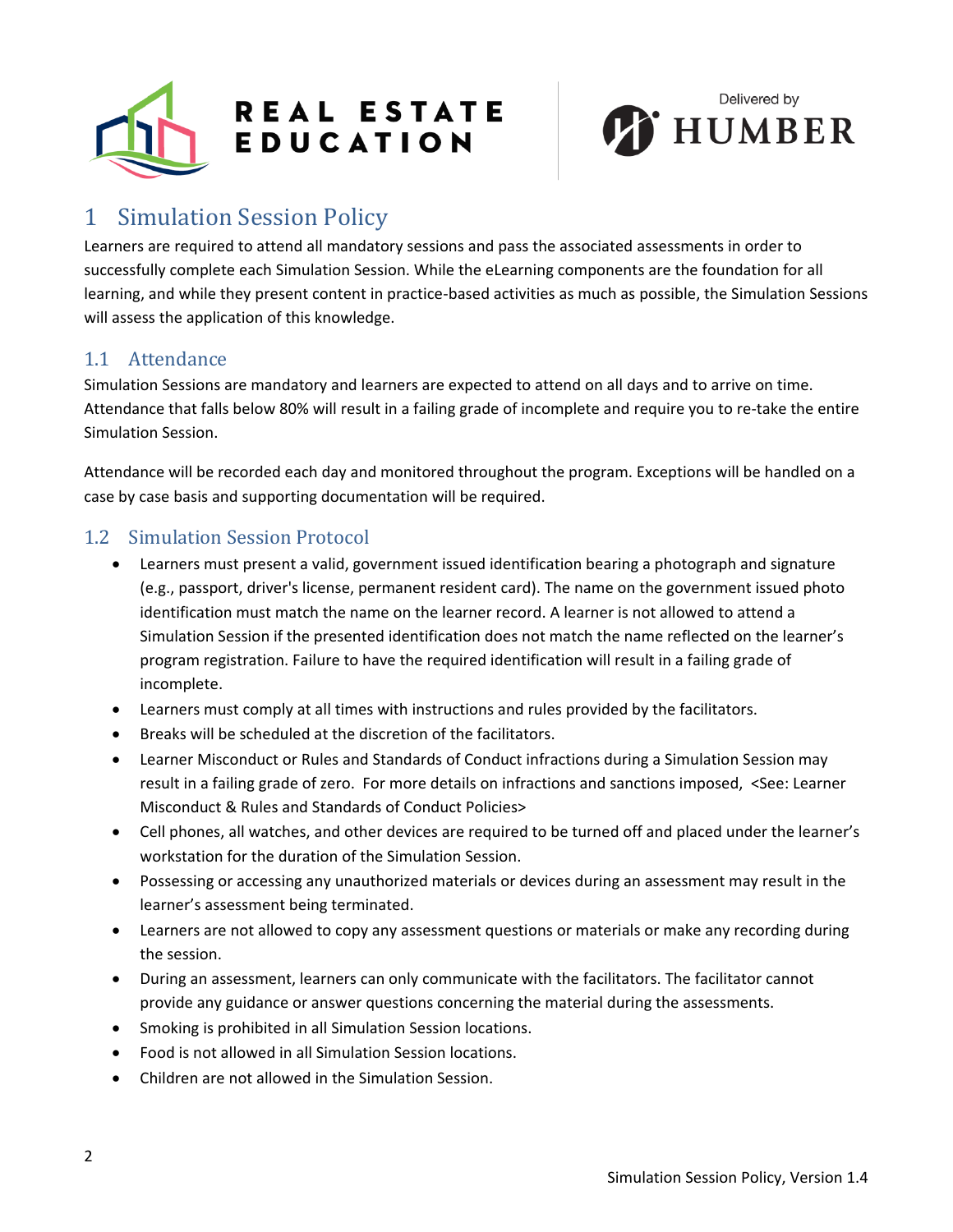# 1 Simulation Session Policy

Learners are required to attend all mandatory sessions and pass the associated assessments in order to successfully complete each Simulation Session. While the eLearning components are the foundation for all learning, and while they present content in practice-based activities as much as possible, the Simulation Sessions will assess the application of this knowledge.

## 1.1 Attendance

Simulation Sessions are mandatory and learners are expected to attend on all days and to arrive on time. Attendance that falls below 80% will result in a failing grade of incomplete and require you to re-take the entire Simulation Session.

Attendance will be recorded each day and monitored throughout the program. Exceptions will be handled on a case by case basis and supporting documentation will be required.

## 1.2 Simulation Session Protocol

- Learners must present a valid, government issued identification bearing a photograph and signature (e.g., passport, driver's license, permanent resident card). The name on the government issued photo identification must match the name on the learner record. A learner is not allowed to attend a Simulation Session if the presented identification does not match the name reflected on the learner's program registration. Failure to have the required identification will result in a failing grade of incomplete.
- Learners must comply at all times with instructions and rules provided by the facilitators.
- Breaks will be scheduled at the discretion of the facilitators.
- Learner Misconduct or Rules and Standards of Conduct infractions during a Simulation Session may result in a failing grade of zero. For more details on infractions and sanctions imposed, <See: Learner Misconduct & Rules and Standards of Conduct Policies>
- Cell phones, all watches, and other devices are required to be turned off and placed under the learner's workstation for the duration of the Simulation Session.
- Possessing or accessing any unauthorized materials or devices during an assessment may result in the learner's assessment being terminated.
- Learners are not allowed to copy any assessment questions or materials or make any recording during the session.
- During an assessment, learners can only communicate with the facilitators. The facilitator cannot provide any guidance or answer questions concerning the material during the assessments.
- Smoking is prohibited in all Simulation Session locations.
- Food is not allowed in all Simulation Session locations.
- Children are not allowed in the Simulation Session.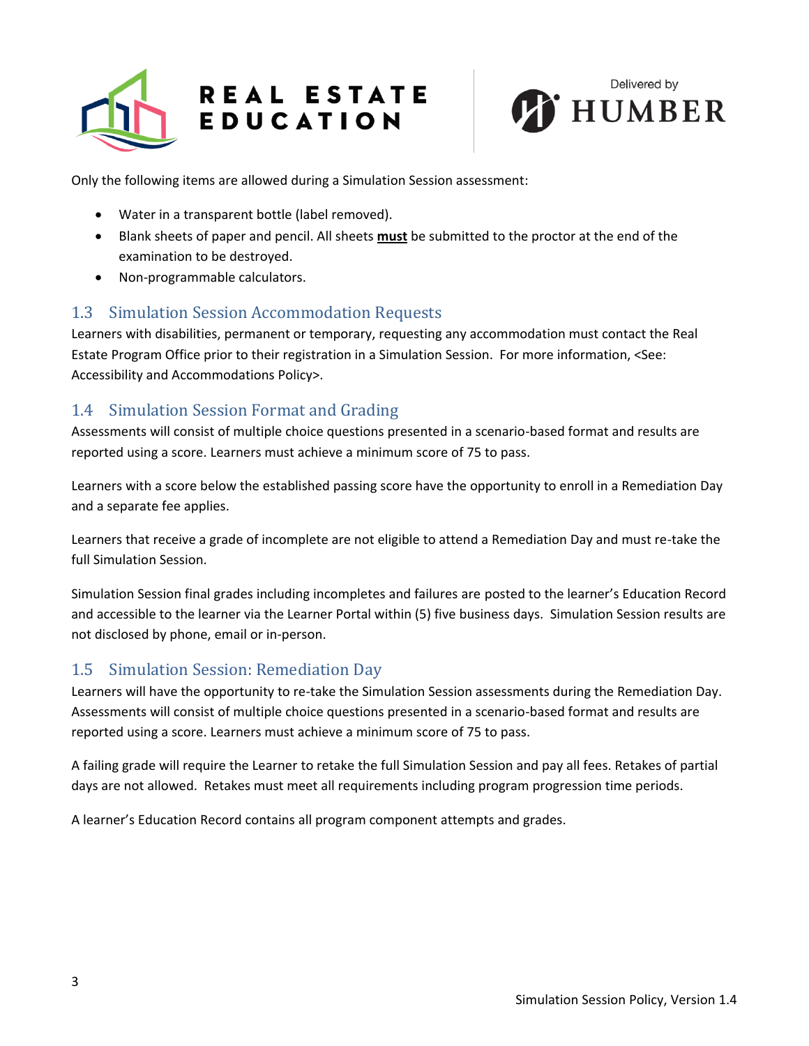Only the following items are allowed during a Simulation Session assessment:

- Water in a transparent bottle (label removed).
- Blank sheets of paper and pencil. All sheets **must** be submitted to the proctor at the end of the examination to be destroyed.
- Non-programmable calculators.

## 1.3 Simulation Session Accommodation Requests

Learners with disabilities, permanent or temporary, requesting any accommodation must contact the Real Estate Program Office prior to their registration in a Simulation Session. For more information, <See: Accessibility and Accommodations Policy>.

## 1.4 Simulation Session Format and Grading

Assessments will consist of multiple choice questions presented in a scenario-based format and results are reported using a score. Learners must achieve a minimum score of 75 to pass.

Learners with a score below the established passing score have the opportunity to enroll in a Remediation Day and a separate fee applies.

Learners that receive a grade of incomplete are not eligible to attend a Remediation Day and must re-take the full Simulation Session.

Simulation Session final grades including incompletes and failures are posted to the learner's Education Record and accessible to the learner via the Learner Portal within (5) five business days. Simulation Session results are not disclosed by phone, email or in-person.

## 1.5 Simulation Session: Remediation Day

Learners will have the opportunity to re-take the Simulation Session assessments during the Remediation Day. Assessments will consist of multiple choice questions presented in a scenario-based format and results are reported using a score. Learners must achieve a minimum score of 75 to pass.

A failing grade will require the Learner to retake the full Simulation Session and pay all fees. Retakes of partial days are not allowed. Retakes must meet all requirements including program progression time periods.

A learner's Education Record contains all program component attempts and grades.